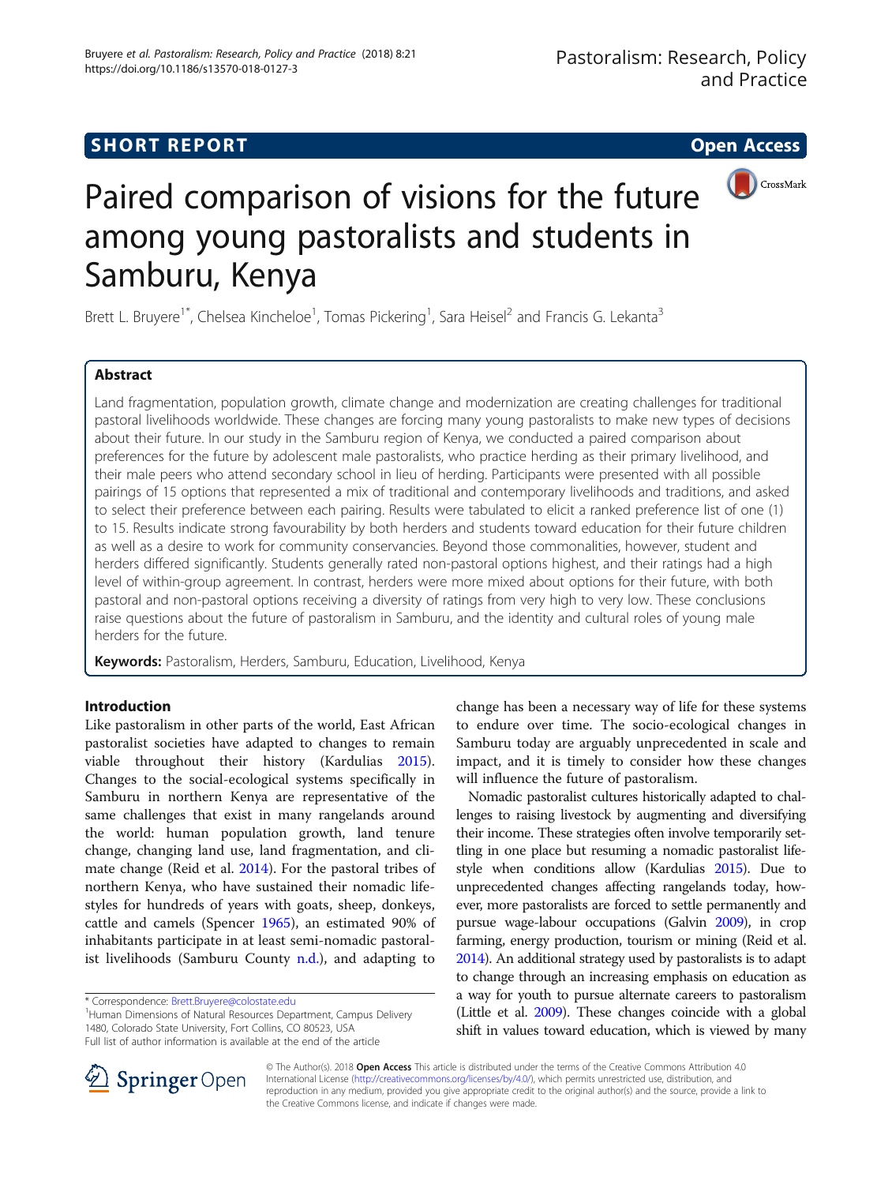SHORT REPORT

Open Access

# Paired comparison of visions for the future among young pastoralists and students in Samburu, Kenya

Brett L. Bruyere[1*], Chelsea Kincheloe[1], Tomas Pickering[1], Sara Heisel[2] and Francis G. Lekanta[3]

## Abstract

Land fragmentation, population growth, climate change and modernization are creating challenges for traditional pastoral livelihoods worldwide. These changes are forcing many young pastoralists to make new types of decisions about their future. In our study in the Samburu region of Kenya, we conducted a paired comparison about preferences for the future by adolescent male pastoralists, who practice herding as their primary livelihood, and their male peers who attend secondary school in lieu of herding. Participants were presented with all possible pairings of 15 options that represented a mix of traditional and contemporary livelihoods and traditions, and asked to select their preference between each pairing. Results were tabulated to elicit a ranked preference list of one (1) to 15. Results indicate strong favourability by both herders and students toward education for their future children as well as a desire to work for community conservancies. Beyond those commonalities, however, student and herders differed significantly. Students generally rated non-pastoral options highest, and their ratings had a high level of within-group agreement. In contrast, herders were more mixed about options for their future, with both pastoral and non-pastoral options receiving a diversity of ratings from very high to very low. These conclusions raise questions about the future of pastoralism in Samburu, and the identity and cultural roles of young male herders for the future.

**Keywords:** Pastoralism, Herders, Samburu, Education, Livelihood, Kenya

## Introduction

Like pastoralism in other parts of the world, East African pastoralist societies have adapted to changes to remain viable throughout their history (Kardulias 2015). Changes to the social-ecological systems specifically in Samburu in northern Kenya are representative of the same challenges that exist in many rangelands around the world: human population growth, land tenure change, changing land use, land fragmentation, and climate change (Reid et al. 2014). For the pastoral tribes of northern Kenya, who have sustained their nomadic lifestyles for hundreds of years with goats, sheep, donkeys, cattle and camels (Spencer 1965), an estimated 90% of inhabitants participate in at least semi-nomadic pastoralist livelihoods (Samburu County n.d.), and adapting to change has been a necessary way of life for these systems to endure over time. The socio-ecological changes in Samburu today are arguably unprecedented in scale and impact, and it is timely to consider how these changes will influence the future of pastoralism.

Nomadic pastoralist cultures historically adapted to challenges to raising livestock by augmenting and diversifying their income. These strategies often involve temporarily settling in one place but resuming a nomadic pastoralist lifestyle when conditions allow (Kardulias 2015). Due to unprecedented changes affecting rangelands today, however, more pastoralists are forced to settle permanently and pursue wage-labour occupations (Galvin 2009), in crop farming, energy production, tourism or mining (Reid et al. 2014). An additional strategy used by pastoralists is to adapt to change through an increasing emphasis on education as a way for youth to pursue alternate careers to pastoralism (Little et al. 2009). These changes coincide with a global shift in values toward education, which is viewed by many

\* Correspondence: Brett.Bruyere@colostate.edu
[1]Human Dimensions of Natural Resources Department, Campus Delivery 1480, Colorado State University, Fort Collins, CO 80523, USA
Full list of author information is available at the end of the article

© The Author(s). 2018 **Open Access** This article is distributed under the terms of the Creative Commons Attribution 4.0 International License (http://creativecommons.org/licenses/by/4.0/), which permits unrestricted use, distribution, and reproduction in any medium, provided you give appropriate credit to the original author(s) and the source, provide a link to the Creative Commons license, and indicate if changes were made.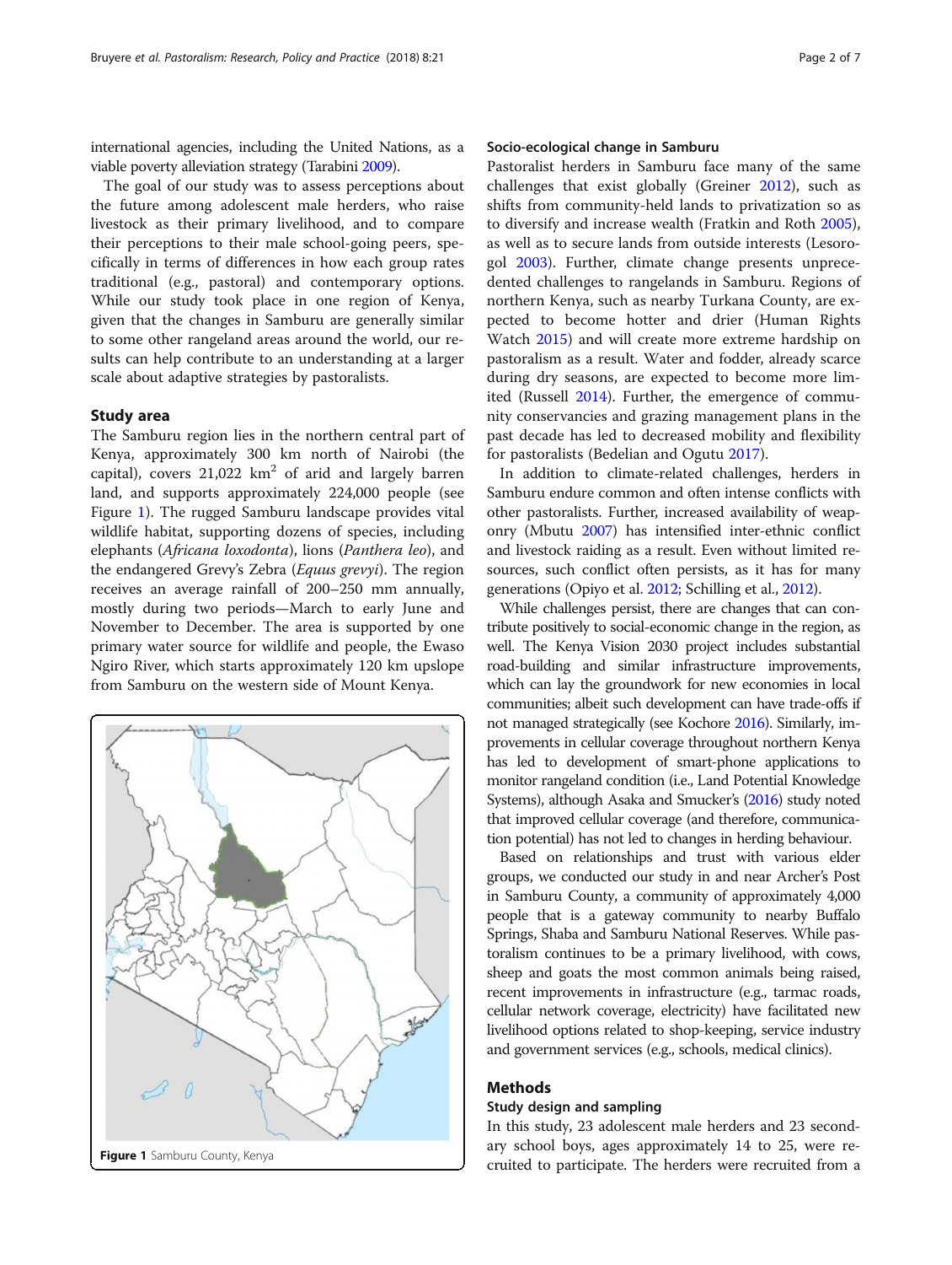international agencies, including the United Nations, as a viable poverty alleviation strategy (Tarabini 2009).

The goal of our study was to assess perceptions about the future among adolescent male herders, who raise livestock as their primary livelihood, and to compare their perceptions to their male school-going peers, specifically in terms of differences in how each group rates traditional (e.g., pastoral) and contemporary options. While our study took place in one region of Kenya, given that the changes in Samburu are generally similar to some other rangeland areas around the world, our results can help contribute to an understanding at a larger scale about adaptive strategies by pastoralists.

## Study area

The Samburu region lies in the northern central part of Kenya, approximately 300 km north of Nairobi (the capital), covers 21,022 km$^2$ of arid and largely barren land, and supports approximately 224,000 people (see Figure 1). The rugged Samburu landscape provides vital wildlife habitat, supporting dozens of species, including elephants (*Africana loxodonta*), lions (*Panthera leo*), and the endangered Grevy's Zebra (*Equus grevyi*). The region receives an average rainfall of 200–250 mm annually, mostly during two periods—March to early June and November to December. The area is supported by one primary water source for wildlife and people, the Ewaso Ngiro River, which starts approximately 120 km upslope from Samburu on the western side of Mount Kenya.

**Figure 1** Samburu County, Kenya

### Socio-ecological change in Samburu

Pastoralist herders in Samburu face many of the same challenges that exist globally (Greiner 2012), such as shifts from community-held lands to privatization so as to diversify and increase wealth (Fratkin and Roth 2005), as well as to secure lands from outside interests (Lesorogol 2003). Further, climate change presents unprecedented challenges to rangelands in Samburu. Regions of northern Kenya, such as nearby Turkana County, are expected to become hotter and drier (Human Rights Watch 2015) and will create more extreme hardship on pastoralism as a result. Water and fodder, already scarce during dry seasons, are expected to become more limited (Russell 2014). Further, the emergence of community conservancies and grazing management plans in the past decade has led to decreased mobility and flexibility for pastoralists (Bedelian and Ogutu 2017).

In addition to climate-related challenges, herders in Samburu endure common and often intense conflicts with other pastoralists. Further, increased availability of weaponry (Mbutu 2007) has intensified inter-ethnic conflict and livestock raiding as a result. Even without limited resources, such conflict often persists, as it has for many generations (Opiyo et al. 2012; Schilling et al., 2012).

While challenges persist, there are changes that can contribute positively to social-economic change in the region, as well. The Kenya Vision 2030 project includes substantial road-building and similar infrastructure improvements, which can lay the groundwork for new economies in local communities; albeit such development can have trade-offs if not managed strategically (see Kochore 2016). Similarly, improvements in cellular coverage throughout northern Kenya has led to development of smart-phone applications to monitor rangeland condition (i.e., Land Potential Knowledge Systems), although Asaka and Smucker's (2016) study noted that improved cellular coverage (and therefore, communication potential) has not led to changes in herding behaviour.

Based on relationships and trust with various elder groups, we conducted our study in and near Archer's Post in Samburu County, a community of approximately 4,000 people that is a gateway community to nearby Buffalo Springs, Shaba and Samburu National Reserves. While pastoralism continues to be a primary livelihood, with cows, sheep and goats the most common animals being raised, recent improvements in infrastructure (e.g., tarmac roads, cellular network coverage, electricity) have facilitated new livelihood options related to shop-keeping, service industry and government services (e.g., schools, medical clinics).

## Methods

### Study design and sampling

In this study, 23 adolescent male herders and 23 secondary school boys, ages approximately 14 to 25, were recruited to participate. The herders were recruited from a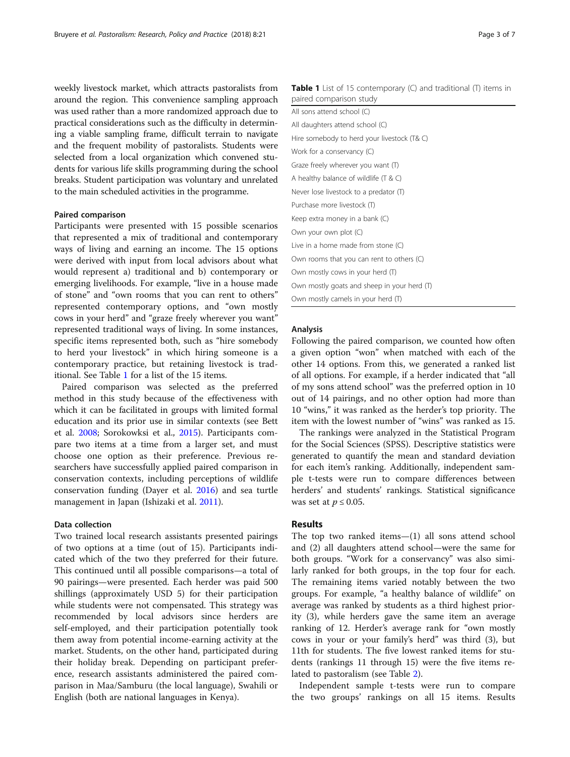weekly livestock market, which attracts pastoralists from around the region. This convenience sampling approach was used rather than a more randomized approach due to practical considerations such as the difficulty in determining a viable sampling frame, difficult terrain to navigate and the frequent mobility of pastoralists. Students were selected from a local organization which convened students for various life skills programming during the school breaks. Student participation was voluntary and unrelated to the main scheduled activities in the programme.

### Paired comparison

Participants were presented with 15 possible scenarios that represented a mix of traditional and contemporary ways of living and earning an income. The 15 options were derived with input from local advisors about what would represent a) traditional and b) contemporary or emerging livelihoods. For example, "live in a house made of stone" and "own rooms that you can rent to others" represented contemporary options, and "own mostly cows in your herd" and "graze freely wherever you want" represented traditional ways of living. In some instances, specific items represented both, such as "hire somebody to herd your livestock" in which hiring someone is a contemporary practice, but retaining livestock is traditional. See Table 1 for a list of the 15 items.

Paired comparison was selected as the preferred method in this study because of the effectiveness with which it can be facilitated in groups with limited formal education and its prior use in similar contexts (see Bett et al. 2008; Sorokowksi et al., 2015). Participants compare two items at a time from a larger set, and must choose one option as their preference. Previous researchers have successfully applied paired comparison in conservation contexts, including perceptions of wildlife conservation funding (Dayer et al. 2016) and sea turtle management in Japan (Ishizaki et al. 2011).

### Data collection

Two trained local research assistants presented pairings of two options at a time (out of 15). Participants indicated which of the two they preferred for their future. This continued until all possible comparisons—a total of 90 pairings—were presented. Each herder was paid 500 shillings (approximately USD 5) for their participation while students were not compensated. This strategy was recommended by local advisors since herders are self-employed, and their participation potentially took them away from potential income-earning activity at the market. Students, on the other hand, participated during their holiday break. Depending on participant preference, research assistants administered the paired comparison in Maa/Samburu (the local language), Swahili or English (both are national languages in Kenya).

**Table 1** List of 15 contemporary (C) and traditional (T) items in paired comparison study

| |
|---|
| All sons attend school (C) |
| All daughters attend school (C) |
| Hire somebody to herd your livestock (T& C) |
| Work for a conservancy (C) |
| Graze freely wherever you want (T) |
| A healthy balance of wildlife (T & C) |
| Never lose livestock to a predator (T) |
| Purchase more livestock (T) |
| Keep extra money in a bank (C) |
| Own your own plot (C) |
| Live in a home made from stone (C) |
| Own rooms that you can rent to others (C) |
| Own mostly cows in your herd (T) |
| Own mostly goats and sheep in your herd (T) |
| Own mostly camels in your herd (T) |

### Analysis

Following the paired comparison, we counted how often a given option "won" when matched with each of the other 14 options. From this, we generated a ranked list of all options. For example, if a herder indicated that "all of my sons attend school" was the preferred option in 10 out of 14 pairings, and no other option had more than 10 "wins," it was ranked as the herder's top priority. The item with the lowest number of "wins" was ranked as 15.

The rankings were analyzed in the Statistical Program for the Social Sciences (SPSS). Descriptive statistics were generated to quantify the mean and standard deviation for each item's ranking. Additionally, independent sample t-tests were run to compare differences between herders' and students' rankings. Statistical significance was set at $p \leq 0.05$.

## Results

The top two ranked items—(1) all sons attend school and (2) all daughters attend school—were the same for both groups. "Work for a conservancy" was also similarly ranked for both groups, in the top four for each. The remaining items varied notably between the two groups. For example, "a healthy balance of wildlife" on average was ranked by students as a third highest priority (3), while herders gave the same item an average ranking of 12. Herder's average rank for "own mostly cows in your or your family's herd" was third (3), but 11th for students. The five lowest ranked items for students (rankings 11 through 15) were the five items related to pastoralism (see Table 2).

Independent sample t-tests were run to compare the two groups' rankings on all 15 items. Results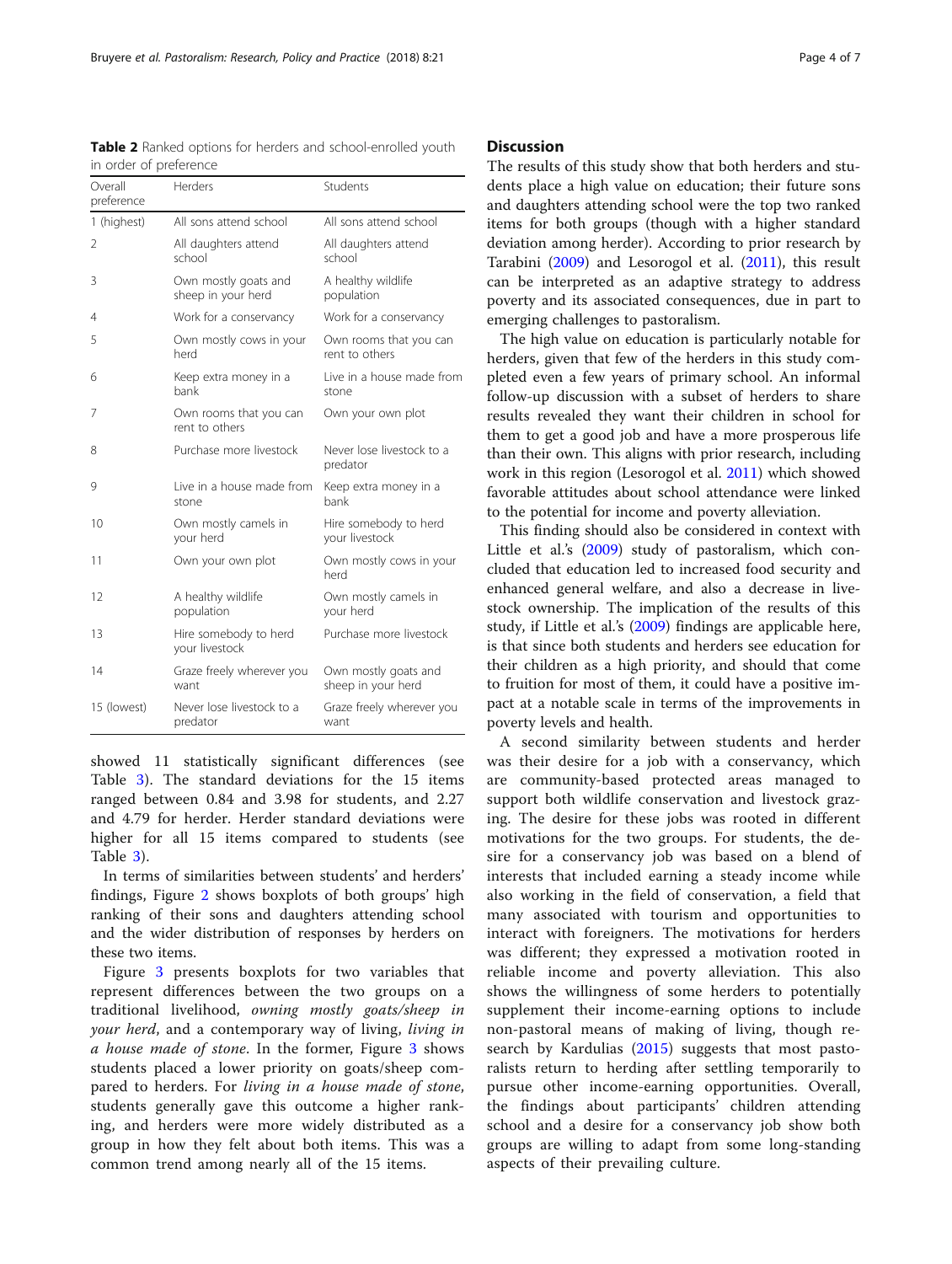**Table 2** Ranked options for herders and school-enrolled youth in order of preference

| Overall preference | Herders | Students |
|---|---|---|
| 1 (highest) | All sons attend school | All sons attend school |
| 2 | All daughters attend school | All daughters attend school |
| 3 | Own mostly goats and sheep in your herd | A healthy wildlife population |
| 4 | Work for a conservancy | Work for a conservancy |
| 5 | Own mostly cows in your herd | Own rooms that you can rent to others |
| 6 | Keep extra money in a bank | Live in a house made from stone |
| 7 | Own rooms that you can rent to others | Own your own plot |
| 8 | Purchase more livestock | Never lose livestock to a predator |
| 9 | Live in a house made from stone | Keep extra money in a bank |
| 10 | Own mostly camels in your herd | Hire somebody to herd your livestock |
| 11 | Own your own plot | Own mostly cows in your herd |
| 12 | A healthy wildlife population | Own mostly camels in your herd |
| 13 | Hire somebody to herd your livestock | Purchase more livestock |
| 14 | Graze freely wherever you want | Own mostly goats and sheep in your herd |
| 15 (lowest) | Never lose livestock to a predator | Graze freely wherever you want |

showed 11 statistically significant differences (see Table 3). The standard deviations for the 15 items ranged between 0.84 and 3.98 for students, and 2.27 and 4.79 for herder. Herder standard deviations were higher for all 15 items compared to students (see Table 3).

In terms of similarities between students' and herders' findings, Figure 2 shows boxplots of both groups' high ranking of their sons and daughters attending school and the wider distribution of responses by herders on these two items.

Figure 3 presents boxplots for two variables that represent differences between the two groups on a traditional livelihood, *owning mostly goats/sheep in your herd*, and a contemporary way of living, *living in a house made of stone*. In the former, Figure 3 shows students placed a lower priority on goats/sheep compared to herders. For *living in a house made of stone*, students generally gave this outcome a higher ranking, and herders were more widely distributed as a group in how they felt about both items. This was a common trend among nearly all of the 15 items.

## Discussion

The results of this study show that both herders and students place a high value on education; their future sons and daughters attending school were the top two ranked items for both groups (though with a higher standard deviation among herder). According to prior research by Tarabini (2009) and Lesorogol et al. (2011), this result can be interpreted as an adaptive strategy to address poverty and its associated consequences, due in part to emerging challenges to pastoralism.

The high value on education is particularly notable for herders, given that few of the herders in this study completed even a few years of primary school. An informal follow-up discussion with a subset of herders to share results revealed they want their children in school for them to get a good job and have a more prosperous life than their own. This aligns with prior research, including work in this region (Lesorogol et al. 2011) which showed favorable attitudes about school attendance were linked to the potential for income and poverty alleviation.

This finding should also be considered in context with Little et al.'s (2009) study of pastoralism, which concluded that education led to increased food security and enhanced general welfare, and also a decrease in livestock ownership. The implication of the results of this study, if Little et al.'s (2009) findings are applicable here, is that since both students and herders see education for their children as a high priority, and should that come to fruition for most of them, it could have a positive impact at a notable scale in terms of the improvements in poverty levels and health.

A second similarity between students and herder was their desire for a job with a conservancy, which are community-based protected areas managed to support both wildlife conservation and livestock grazing. The desire for these jobs was rooted in different motivations for the two groups. For students, the desire for a conservancy job was based on a blend of interests that included earning a steady income while also working in the field of conservation, a field that many associated with tourism and opportunities to interact with foreigners. The motivations for herders was different; they expressed a motivation rooted in reliable income and poverty alleviation. This also shows the willingness of some herders to potentially supplement their income-earning options to include non-pastoral means of making of living, though research by Kardulias (2015) suggests that most pastoralists return to herding after settling temporarily to pursue other income-earning opportunities. Overall, the findings about participants' children attending school and a desire for a conservancy job show both groups are willing to adapt from some long-standing aspects of their prevailing culture.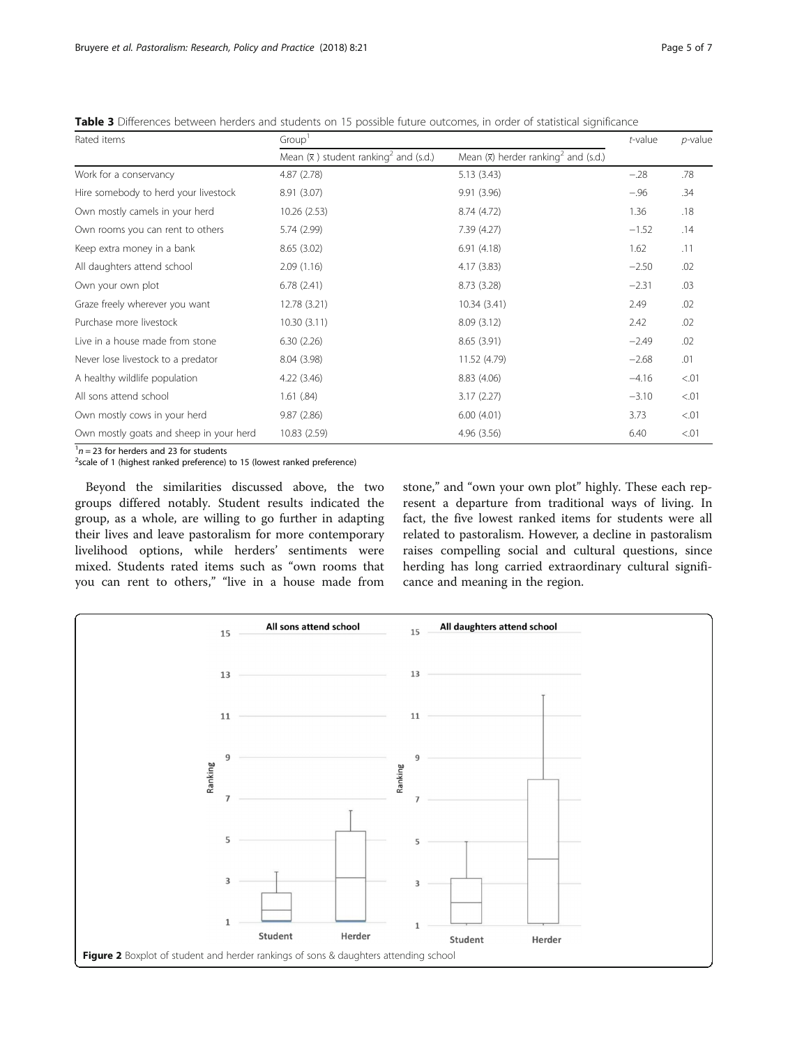**Table 3** Differences between herders and students on 15 possible future outcomes, in order of statistical significance

| Rated items | Group[1] | | *t*-value | *p*-value |
|---|---|---|---|---|
| | Mean ($\bar{x}$) student ranking[2] and (s.d.) | Mean ($\bar{x}$) herder ranking[2] and (s.d.) | | |
| Work for a conservancy | 4.87 (2.78) | 5.13 (3.43) | −.28 | .78 |
| Hire somebody to herd your livestock | 8.91 (3.07) | 9.91 (3.96) | −.96 | .34 |
| Own mostly camels in your herd | 10.26 (2.53) | 8.74 (4.72) | 1.36 | .18 |
| Own rooms you can rent to others | 5.74 (2.99) | 7.39 (4.27) | −1.52 | .14 |
| Keep extra money in a bank | 8.65 (3.02) | 6.91 (4.18) | 1.62 | .11 |
| All daughters attend school | 2.09 (1.16) | 4.17 (3.83) | −2.50 | .02 |
| Own your own plot | 6.78 (2.41) | 8.73 (3.28) | −2.31 | .03 |
| Graze freely wherever you want | 12.78 (3.21) | 10.34 (3.41) | 2.49 | .02 |
| Purchase more livestock | 10.30 (3.11) | 8.09 (3.12) | 2.42 | .02 |
| Live in a house made from stone | 6.30 (2.26) | 8.65 (3.91) | −2.49 | .02 |
| Never lose livestock to a predator | 8.04 (3.98) | 11.52 (4.79) | −2.68 | .01 |
| A healthy wildlife population | 4.22 (3.46) | 8.83 (4.06) | −4.16 | <.01 |
| All sons attend school | 1.61 (.84) | 3.17 (2.27) | −3.10 | <.01 |
| Own mostly cows in your herd | 9.87 (2.86) | 6.00 (4.01) | 3.73 | <.01 |
| Own mostly goats and sheep in your herd | 10.83 (2.59) | 4.96 (3.56) | 6.40 | <.01 |

[1]$n = 23$ for herders and 23 for students
[2]scale of 1 (highest ranked preference) to 15 (lowest ranked preference)

Beyond the similarities discussed above, the two groups differed notably. Student results indicated the group, as a whole, are willing to go further in adapting their lives and leave pastoralism for more contemporary livelihood options, while herders' sentiments were mixed. Students rated items such as "own rooms that you can rent to others," "live in a house made from stone," and "own your own plot" highly. These each represent a departure from traditional ways of living. In fact, the five lowest ranked items for students were all related to pastoralism. However, a decline in pastoralism raises compelling social and cultural questions, since herding has long carried extraordinary cultural significance and meaning in the region.

**Figure 2** Boxplot of student and herder rankings of sons & daughters attending school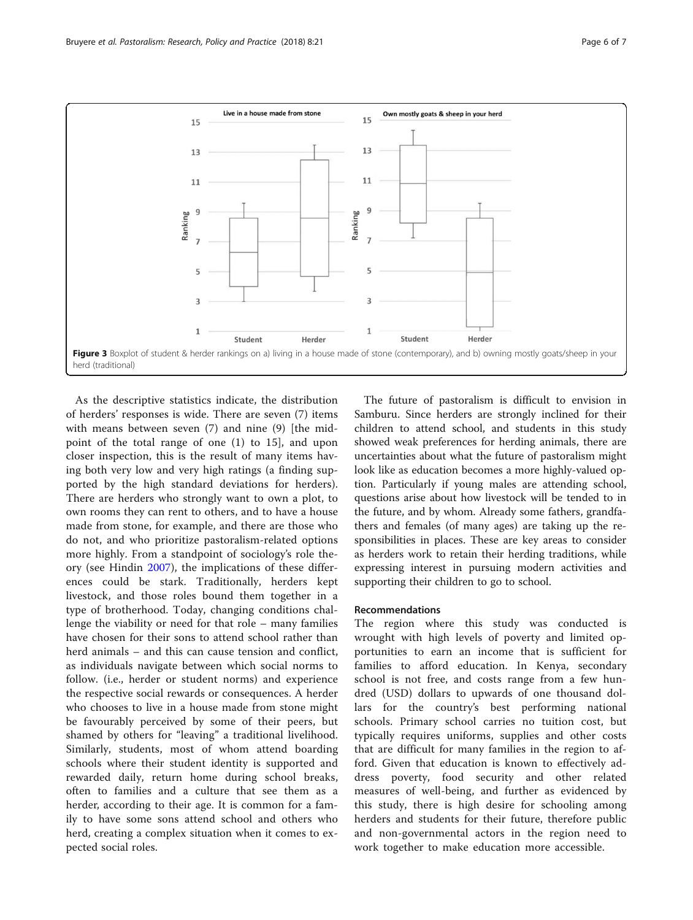**Figure 3** Boxplot of student & herder rankings on a) living in a house made of stone (contemporary), and b) owning mostly goats/sheep in your herd (traditional)

As the descriptive statistics indicate, the distribution of herders' responses is wide. There are seven (7) items with means between seven (7) and nine (9) [the mid-point of the total range of one (1) to 15], and upon closer inspection, this is the result of many items having both very low and very high ratings (a finding supported by the high standard deviations for herders). There are herders who strongly want to own a plot, to own rooms they can rent to others, and to have a house made from stone, for example, and there are those who do not, and who prioritize pastoralism-related options more highly. From a standpoint of sociology's role theory (see Hindin 2007), the implications of these differences could be stark. Traditionally, herders kept livestock, and those roles bound them together in a type of brotherhood. Today, changing conditions challenge the viability or need for that role – many families have chosen for their sons to attend school rather than herd animals – and this can cause tension and conflict, as individuals navigate between which social norms to follow. (i.e., herder or student norms) and experience the respective social rewards or consequences. A herder who chooses to live in a house made from stone might be favourably perceived by some of their peers, but shamed by others for "leaving" a traditional livelihood. Similarly, students, most of whom attend boarding schools where their student identity is supported and rewarded daily, return home during school breaks, often to families and a culture that see them as a herder, according to their age. It is common for a family to have some sons attend school and others who herd, creating a complex situation when it comes to expected social roles.

The future of pastoralism is difficult to envision in Samburu. Since herders are strongly inclined for their children to attend school, and students in this study showed weak preferences for herding animals, there are uncertainties about what the future of pastoralism might look like as education becomes a more highly-valued option. Particularly if young males are attending school, questions arise about how livestock will be tended to in the future, and by whom. Already some fathers, grandfathers and females (of many ages) are taking up the responsibilities in places. These are key areas to consider as herders work to retain their herding traditions, while expressing interest in pursuing modern activities and supporting their children to go to school.

## Recommendations

The region where this study was conducted is wrought with high levels of poverty and limited opportunities to earn an income that is sufficient for families to afford education. In Kenya, secondary school is not free, and costs range from a few hundred (USD) dollars to upwards of one thousand dollars for the country's best performing national schools. Primary school carries no tuition cost, but typically requires uniforms, supplies and other costs that are difficult for many families in the region to afford. Given that education is known to effectively address poverty, food security and other related measures of well-being, and further as evidenced by this study, there is high desire for schooling among herders and students for their future, therefore public and non-governmental actors in the region need to work together to make education more accessible.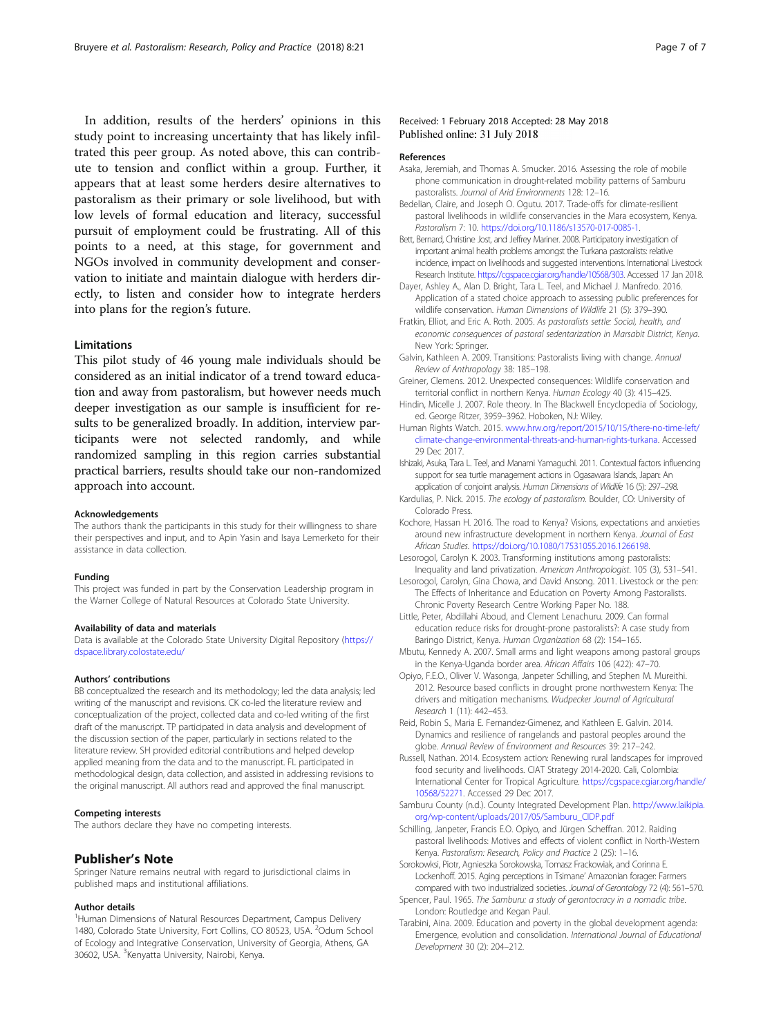In addition, results of the herders' opinions in this study point to increasing uncertainty that has likely infiltrated this peer group. As noted above, this can contribute to tension and conflict within a group. Further, it appears that at least some herders desire alternatives to pastoralism as their primary or sole livelihood, but with low levels of formal education and literacy, successful pursuit of employment could be frustrating. All of this points to a need, at this stage, for government and NGOs involved in community development and conservation to initiate and maintain dialogue with herders directly, to listen and consider how to integrate herders into plans for the region's future.

## Limitations

This pilot study of 46 young male individuals should be considered as an initial indicator of a trend toward education and away from pastoralism, but however needs much deeper investigation as our sample is insufficient for results to be generalized broadly. In addition, interview participants were not selected randomly, and while randomized sampling in this region carries substantial practical barriers, results should take our non-randomized approach into account.

#### Acknowledgements

The authors thank the participants in this study for their willingness to share their perspectives and input, and to Apin Yasin and Isaya Lemerketo for their assistance in data collection.

#### Funding

This project was funded in part by the Conservation Leadership program in the Warner College of Natural Resources at Colorado State University.

#### Availability of data and materials

Data is available at the Colorado State University Digital Repository (https://dspace.library.colostate.edu/

#### Authors' contributions

BB conceptualized the research and its methodology; led the data analysis; led writing of the manuscript and revisions. CK co-led the literature review and conceptualization of the project, collected data and co-led writing of the first draft of the manuscript. TP participated in data analysis and development of the discussion section of the paper, particularly in sections related to the literature review. SH provided editorial contributions and helped develop applied meaning from the data and to the manuscript. FL participated in methodological design, data collection, and assisted in addressing revisions to the original manuscript. All authors read and approved the final manuscript.

#### Competing interests

The authors declare they have no competing interests.

## Publisher's Note

Springer Nature remains neutral with regard to jurisdictional claims in published maps and institutional affiliations.

#### Author details

[1]Human Dimensions of Natural Resources Department, Campus Delivery 1480, Colorado State University, Fort Collins, CO 80523, USA. [2]Odum School of Ecology and Integrative Conservation, University of Georgia, Athens, GA 30602, USA. [3]Kenyatta University, Nairobi, Kenya.

Received: 1 February 2018 Accepted: 28 May 2018
Published online: 31 July 2018

#### References

Asaka, Jeremiah, and Thomas A. Smucker. 2016. Assessing the role of mobile phone communication in drought-related mobility patterns of Samburu pastoralists. *Journal of Arid Environments* 128: 12–16.

Bedelian, Claire, and Joseph O. Ogutu. 2017. Trade-offs for climate-resilient pastoral livelihoods in wildlife conservancies in the Mara ecosystem, Kenya. *Pastoralism* 7: 10. https://doi.org/10.1186/s13570-017-0085-1.

Bett, Bernard, Christine Jost, and Jeffrey Mariner. 2008. Participatory investigation of important animal health problems amongst the Turkana pastoralists: relative incidence, impact on livelihoods and suggested interventions. International Livestock Research Institute. https://cgspace.cgiar.org/handle/10568/303. Accessed 17 Jan 2018.

Dayer, Ashley A., Alan D. Bright, Tara L. Teel, and Michael J. Manfredo. 2016. Application of a stated choice approach to assessing public preferences for wildlife conservation. *Human Dimensions of Wildlife* 21 (5): 379–390.

Fratkin, Elliot, and Eric A. Roth. 2005. *As pastoralists settle: Social, health, and economic consequences of pastoral sedentarization in Marsabit District, Kenya*. New York: Springer.

Galvin, Kathleen A. 2009. Transitions: Pastoralists living with change. *Annual Review of Anthropology* 38: 185–198.

Greiner, Clemens. 2012. Unexpected consequences: Wildlife conservation and territorial conflict in northern Kenya. *Human Ecology* 40 (3): 415–425.

Hindin, Micelle J. 2007. Role theory. In The Blackwell Encyclopedia of Sociology, ed. George Ritzer, 3959–3962. Hoboken, NJ: Wiley.

Human Rights Watch. 2015. www.hrw.org/report/2015/10/15/there-no-time-left/climate-change-environmental-threats-and-human-rights-turkana. Accessed 29 Dec 2017.

Ishizaki, Asuka, Tara L. Teel, and Manami Yamaguchi. 2011. Contextual factors influencing support for sea turtle management actions in Ogasawara Islands, Japan: An application of conjoint analysis. *Human Dimensions of Wildlife* 16 (5): 297–298.

Kardulias, P. Nick. 2015. *The ecology of pastoralism*. Boulder, CO: University of Colorado Press.

Kochore, Hassan H. 2016. The road to Kenya? Visions, expectations and anxieties around new infrastructure development in northern Kenya. *Journal of East African Studies*. https://doi.org/10.1080/17531055.2016.1266198.

Lesorogol, Carolyn K. 2003. Transforming institutions among pastoralists: Inequality and land privatization. *American Anthropologist*. 105 (3), 531–541.

Lesorogol, Carolyn, Gina Chowa, and David Ansong. 2011. Livestock or the pen: The Effects of Inheritance and Education on Poverty Among Pastoralists. Chronic Poverty Research Centre Working Paper No. 188.

Little, Peter, Abdillahi Aboud, and Clement Lenachuru. 2009. Can formal education reduce risks for drought-prone pastoralists?: A case study from Baringo District, Kenya. *Human Organization* 68 (2): 154–165.

Mbutu, Kennedy A. 2007. Small arms and light weapons among pastoral groups in the Kenya-Uganda border area. *African Affairs* 106 (422): 47–70.

Opiyo, F.E.O., Oliver V. Wasonga, Janpeter Schilling, and Stephen M. Mureithi. 2012. Resource based conflicts in drought prone northwestern Kenya: The drivers and mitigation mechanisms. *Wudpecker Journal of Agricultural Research* 1 (11): 442–453.

Reid, Robin S., Maria E. Fernandez-Gimenez, and Kathleen E. Galvin. 2014. Dynamics and resilience of rangelands and pastoral peoples around the globe. *Annual Review of Environment and Resources* 39: 217–242.

Russell, Nathan. 2014. Ecosystem action: Renewing rural landscapes for improved food security and livelihoods. CIAT Strategy 2014-2020. Cali, Colombia: International Center for Tropical Agriculture. https://cgspace.cgiar.org/handle/10568/52271. Accessed 29 Dec 2017.

Samburu County (n.d.). County Integrated Development Plan. http://www.laikipia.org/wp-content/uploads/2017/05/Samburu_CIDP.pdf

Schilling, Janpeter, Francis E.O. Opiyo, and Jürgen Scheffran. 2012. Raiding pastoral livelihoods: Motives and effects of violent conflict in North-Western Kenya. *Pastoralism: Research, Policy and Practice* 2 (25): 1–16.

Sorokowksi, Piotr, Agnieszka Sorokowska, Tomasz Frackowiak, and Corinna E. Lockenhoff. 2015. Aging perceptions in Tsimane' Amazonian forager: Farmers compared with two industrialized societies. *Journal of Gerontology* 72 (4): 561–570.

Spencer, Paul. 1965. *The Samburu: a study of gerontocracy in a nomadic tribe*. London: Routledge and Kegan Paul.

Tarabini, Aina. 2009. Education and poverty in the global development agenda: Emergence, evolution and consolidation. *International Journal of Educational Development* 30 (2): 204–212.